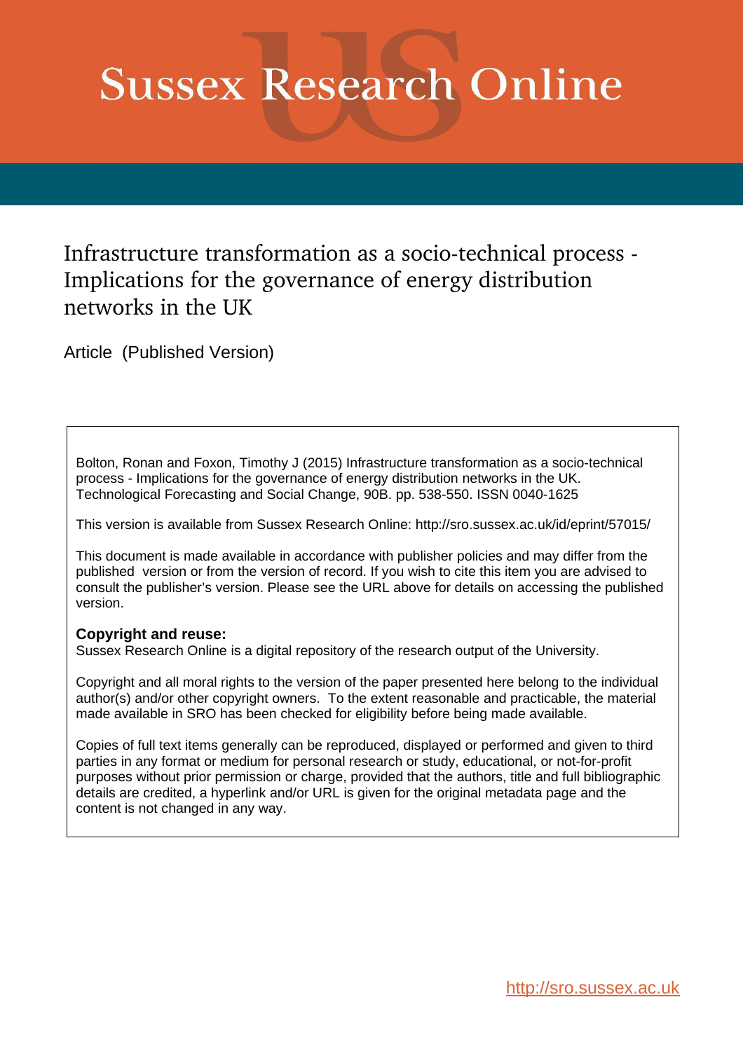# Sussex Research Online

## Infrastructure transformation as a socio-technical process - Implications for the governance of energy distribution networks in the UK

Article (Published Version)

Bolton, Ronan and Foxon, Timothy J (2015) Infrastructure transformation as a socio-technical process - Implications for the governance of energy distribution networks in the UK. Technological Forecasting and Social Change, 90B. pp. 538-550. ISSN 0040-1625

This version is available from Sussex Research Online: http://sro.sussex.ac.uk/id/eprint/57015/

This document is made available in accordance with publisher policies and may differ from the published version or from the version of record. If you wish to cite this item you are advised to consult the publisher's version. Please see the URL above for details on accessing the published version.

**Copyright and reuse:**
Sussex Research Online is a digital repository of the research output of the University.

Copyright and all moral rights to the version of the paper presented here belong to the individual author(s) and/or other copyright owners. To the extent reasonable and practicable, the material made available in SRO has been checked for eligibility before being made available.

Copies of full text items generally can be reproduced, displayed or performed and given to third parties in any format or medium for personal research or study, educational, or not-for-profit purposes without prior permission or charge, provided that the authors, title and full bibliographic details are credited, a hyperlink and/or URL is given for the original metadata page and the content is not changed in any way.

http://sro.sussex.ac.uk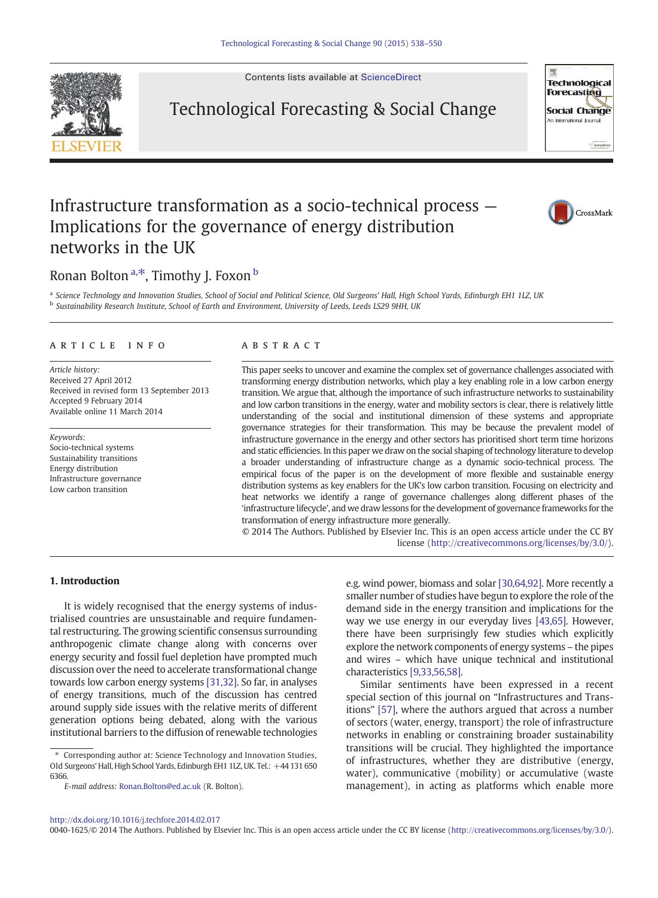# Infrastructure transformation as a socio-technical process — Implications for the governance of energy distribution networks in the UK

Ronan Bolton [a,*], Timothy J. Foxon [b]

[a] Science Technology and Innovation Studies, School of Social and Political Science, Old Surgeons' Hall, High School Yards, Edinburgh EH1 1LZ, UK

[b] Sustainability Research Institute, School of Earth and Environment, University of Leeds, Leeds LS29 9HH, UK

## ARTICLE INFO

*Article history:*
Received 27 April 2012
Received in revised form 13 September 2013
Accepted 9 February 2014
Available online 11 March 2014

*Keywords:*
Socio-technical systems
Sustainability transitions
Energy distribution
Infrastructure governance
Low carbon transition

## ABSTRACT

This paper seeks to uncover and examine the complex set of governance challenges associated with transforming energy distribution networks, which play a key enabling role in a low carbon energy transition. We argue that, although the importance of such infrastructure networks to sustainability and low carbon transitions in the energy, water and mobility sectors is clear, there is relatively little understanding of the social and institutional dimension of these systems and appropriate governance strategies for their transformation. This may be because the prevalent model of infrastructure governance in the energy and other sectors has prioritised short term time horizons and static efficiencies. In this paper we draw on the social shaping of technology literature to develop a broader understanding of infrastructure change as a dynamic socio-technical process. The empirical focus of the paper is on the development of more flexible and sustainable energy distribution systems as key enablers for the UK's low carbon transition. Focusing on electricity and heat networks we identify a range of governance challenges along different phases of the 'infrastructure lifecycle', and we draw lessons for the development of governance frameworks for the transformation of energy infrastructure more generally.

© 2014 The Authors. Published by Elsevier Inc. This is an open access article under the CC BY license (http://creativecommons.org/licenses/by/3.0/).

## 1. Introduction

It is widely recognised that the energy systems of industrialised countries are unsustainable and require fundamental restructuring. The growing scientific consensus surrounding anthropogenic climate change along with concerns over energy security and fossil fuel depletion have prompted much discussion over the need to accelerate transformational change towards low carbon energy systems [31,32]. So far, in analyses of energy transitions, much of the discussion has centred around supply side issues with the relative merits of different generation options being debated, along with the various institutional barriers to the diffusion of renewable technologies e.g. wind power, biomass and solar [30,64,92]. More recently a smaller number of studies have begun to explore the role of the demand side in the energy transition and implications for the way we use energy in our everyday lives [43,65]. However, there have been surprisingly few studies which explicitly explore the network components of energy systems – the pipes and wires – which have unique technical and institutional characteristics [9,33,56,58].

Similar sentiments have been expressed in a recent special section of this journal on "Infrastructures and Transitions" [57], where the authors argued that across a number of sectors (water, energy, transport) the role of infrastructure networks in enabling or constraining broader sustainability transitions will be crucial. They highlighted the importance of infrastructures, whether they are distributive (energy, water), communicative (mobility) or accumulative (waste management), in acting as platforms which enable more

* Corresponding author at: Science Technology and Innovation Studies, Old Surgeons' Hall, High School Yards, Edinburgh EH1 1LZ, UK. Tel.: +44 131 650 6366.
*E-mail address:* Ronan.Bolton@ed.ac.uk (R. Bolton).

http://dx.doi.org/10.1016/j.techfore.2014.02.017
0040-1625/© 2014 The Authors. Published by Elsevier Inc. This is an open access article under the CC BY license (http://creativecommons.org/licenses/by/3.0/).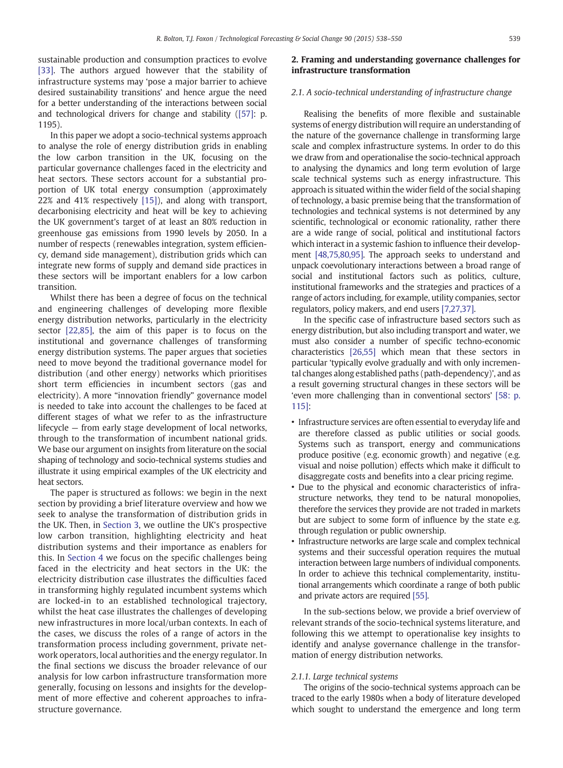sustainable production and consumption practices to evolve [33]. The authors argued however that the stability of infrastructure systems may 'pose a major barrier to achieve desired sustainability transitions' and hence argue the need for a better understanding of the interactions between social and technological drivers for change and stability ([57]: p. 1195).

In this paper we adopt a socio-technical systems approach to analyse the role of energy distribution grids in enabling the low carbon transition in the UK, focusing on the particular governance challenges faced in the electricity and heat sectors. These sectors account for a substantial proportion of UK total energy consumption (approximately 22% and 41% respectively [15]), and along with transport, decarbonising electricity and heat will be key to achieving the UK government's target of at least an 80% reduction in greenhouse gas emissions from 1990 levels by 2050. In a number of respects (renewables integration, system efficiency, demand side management), distribution grids which can integrate new forms of supply and demand side practices in these sectors will be important enablers for a low carbon transition.

Whilst there has been a degree of focus on the technical and engineering challenges of developing more flexible energy distribution networks, particularly in the electricity sector [22,85], the aim of this paper is to focus on the institutional and governance challenges of transforming energy distribution systems. The paper argues that societies need to move beyond the traditional governance model for distribution (and other energy) networks which prioritises short term efficiencies in incumbent sectors (gas and electricity). A more "innovation friendly" governance model is needed to take into account the challenges to be faced at different stages of what we refer to as the infrastructure lifecycle — from early stage development of local networks, through to the transformation of incumbent national grids. We base our argument on insights from literature on the social shaping of technology and socio-technical systems studies and illustrate it using empirical examples of the UK electricity and heat sectors.

The paper is structured as follows: we begin in the next section by providing a brief literature overview and how we seek to analyse the transformation of distribution grids in the UK. Then, in Section 3, we outline the UK's prospective low carbon transition, highlighting electricity and heat distribution systems and their importance as enablers for this. In Section 4 we focus on the specific challenges being faced in the electricity and heat sectors in the UK: the electricity distribution case illustrates the difficulties faced in transforming highly regulated incumbent systems which are locked-in to an established technological trajectory, whilst the heat case illustrates the challenges of developing new infrastructures in more local/urban contexts. In each of the cases, we discuss the roles of a range of actors in the transformation process including government, private network operators, local authorities and the energy regulator. In the final sections we discuss the broader relevance of our analysis for low carbon infrastructure transformation more generally, focusing on lessons and insights for the development of more effective and coherent approaches to infrastructure governance.

## 2. Framing and understanding governance challenges for infrastructure transformation

### 2.1. A socio-technical understanding of infrastructure change

Realising the benefits of more flexible and sustainable systems of energy distribution will require an understanding of the nature of the governance challenge in transforming large scale and complex infrastructure systems. In order to do this we draw from and operationalise the socio-technical approach to analysing the dynamics and long term evolution of large scale technical systems such as energy infrastructure. This approach is situated within the wider field of the social shaping of technology, a basic premise being that the transformation of technologies and technical systems is not determined by any scientific, technological or economic rationality, rather there are a wide range of social, political and institutional factors which interact in a systemic fashion to influence their development [48,75,80,95]. The approach seeks to understand and unpack coevolutionary interactions between a broad range of social and institutional factors such as politics, culture, institutional frameworks and the strategies and practices of a range of actors including, for example, utility companies, sector regulators, policy makers, and end users [7,27,37].

In the specific case of infrastructure based sectors such as energy distribution, but also including transport and water, we must also consider a number of specific techno-economic characteristics [26,55] which mean that these sectors in particular 'typically evolve gradually and with only incremental changes along established paths (path-dependency)', and as a result governing structural changes in these sectors will be 'even more challenging than in conventional sectors' [58: p. 115]:

- Infrastructure services are often essential to everyday life and are therefore classed as public utilities or social goods. Systems such as transport, energy and communications produce positive (e.g. economic growth) and negative (e.g. visual and noise pollution) effects which make it difficult to disaggregate costs and benefits into a clear pricing regime.
- Due to the physical and economic characteristics of infrastructure networks, they tend to be natural monopolies, therefore the services they provide are not traded in markets but are subject to some form of influence by the state e.g. through regulation or public ownership.
- Infrastructure networks are large scale and complex technical systems and their successful operation requires the mutual interaction between large numbers of individual components. In order to achieve this technical complementarity, institutional arrangements which coordinate a range of both public and private actors are required [55].

In the sub-sections below, we provide a brief overview of relevant strands of the socio-technical systems literature, and following this we attempt to operationalise key insights to identify and analyse governance challenge in the transformation of energy distribution networks.

#### 2.1.1. Large technical systems

The origins of the socio-technical systems approach can be traced to the early 1980s when a body of literature developed which sought to understand the emergence and long term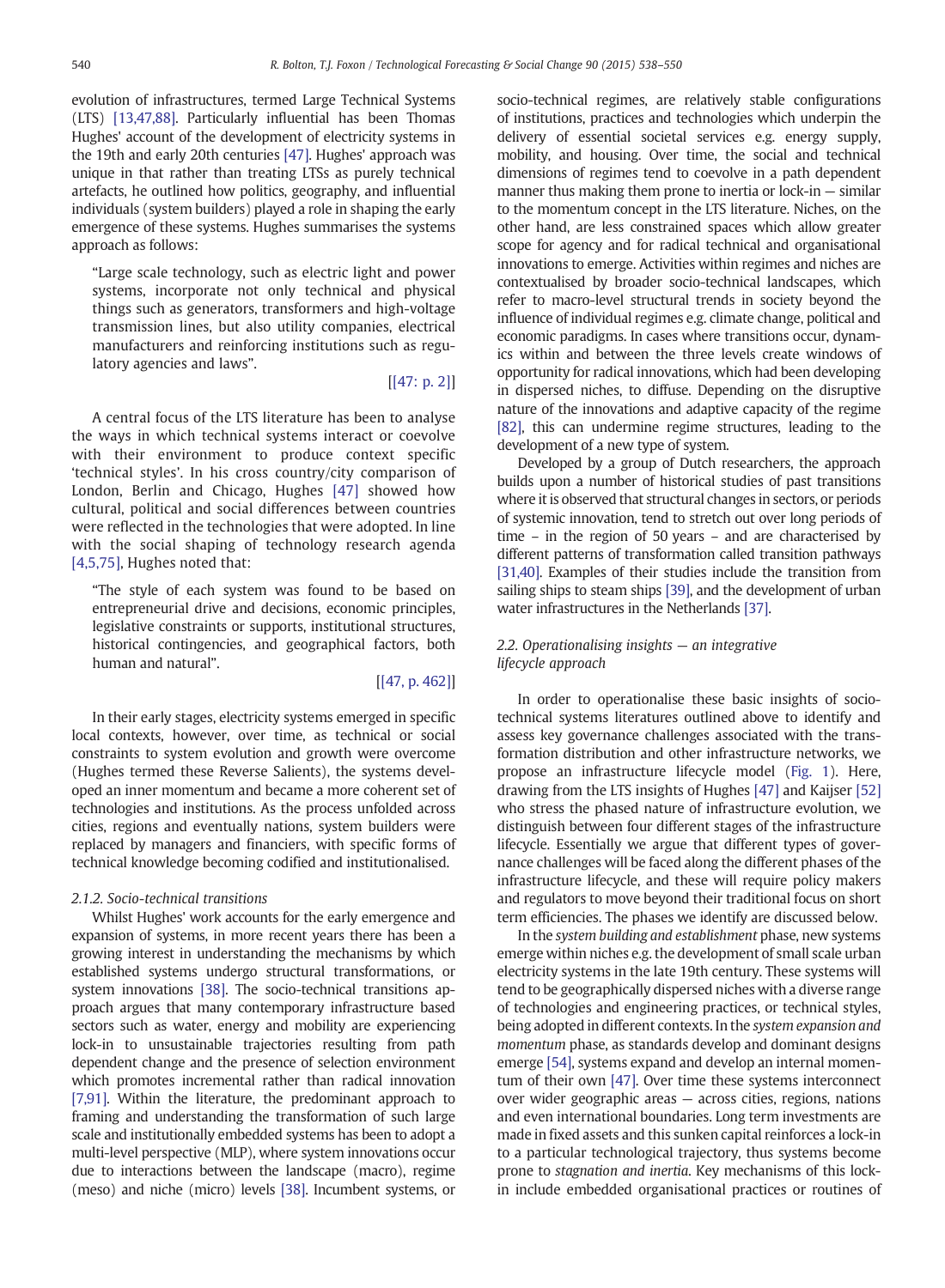evolution of infrastructures, termed Large Technical Systems (LTS) [13,47,88]. Particularly influential has been Thomas Hughes' account of the development of electricity systems in the 19th and early 20th centuries [47]. Hughes' approach was unique in that rather than treating LTSs as purely technical artefacts, he outlined how politics, geography, and influential individuals (system builders) played a role in shaping the early emergence of these systems. Hughes summarises the systems approach as follows:

> "Large scale technology, such as electric light and power systems, incorporate not only technical and physical things such as generators, transformers and high-voltage transmission lines, but also utility companies, electrical manufacturers and reinforcing institutions such as regulatory agencies and laws".
>
> [[47: p. 2]]

A central focus of the LTS literature has been to analyse the ways in which technical systems interact or coevolve with their environment to produce context specific 'technical styles'. In his cross country/city comparison of London, Berlin and Chicago, Hughes [47] showed how cultural, political and social differences between countries were reflected in the technologies that were adopted. In line with the social shaping of technology research agenda [4,5,75], Hughes noted that:

> "The style of each system was found to be based on entrepreneurial drive and decisions, economic principles, legislative constraints or supports, institutional structures, historical contingencies, and geographical factors, both human and natural".
>
> [[47, p. 462]]

In their early stages, electricity systems emerged in specific local contexts, however, over time, as technical or social constraints to system evolution and growth were overcome (Hughes termed these Reverse Salients), the systems developed an inner momentum and became a more coherent set of technologies and institutions. As the process unfolded across cities, regions and eventually nations, system builders were replaced by managers and financiers, with specific forms of technical knowledge becoming codified and institutionalised.

#### 2.1.2. Socio-technical transitions

Whilst Hughes' work accounts for the early emergence and expansion of systems, in more recent years there has been a growing interest in understanding the mechanisms by which established systems undergo structural transformations, or system innovations [38]. The socio-technical transitions approach argues that many contemporary infrastructure based sectors such as water, energy and mobility are experiencing lock-in to unsustainable trajectories resulting from path dependent change and the presence of selection environment which promotes incremental rather than radical innovation [7,91]. Within the literature, the predominant approach to framing and understanding the transformation of such large scale and institutionally embedded systems has been to adopt a multi-level perspective (MLP), where system innovations occur due to interactions between the landscape (macro), regime (meso) and niche (micro) levels [38]. Incumbent systems, or socio-technical regimes, are relatively stable configurations of institutions, practices and technologies which underpin the delivery of essential societal services e.g. energy supply, mobility, and housing. Over time, the social and technical dimensions of regimes tend to coevolve in a path dependent manner thus making them prone to inertia or lock-in — similar to the momentum concept in the LTS literature. Niches, on the other hand, are less constrained spaces which allow greater scope for agency and for radical technical and organisational innovations to emerge. Activities within regimes and niches are contextualised by broader socio-technical landscapes, which refer to macro-level structural trends in society beyond the influence of individual regimes e.g. climate change, political and economic paradigms. In cases where transitions occur, dynamics within and between the three levels create windows of opportunity for radical innovations, which had been developing in dispersed niches, to diffuse. Depending on the disruptive nature of the innovations and adaptive capacity of the regime [82], this can undermine regime structures, leading to the development of a new type of system.

Developed by a group of Dutch researchers, the approach builds upon a number of historical studies of past transitions where it is observed that structural changes in sectors, or periods of systemic innovation, tend to stretch out over long periods of time – in the region of 50 years – and are characterised by different patterns of transformation called transition pathways [31,40]. Examples of their studies include the transition from sailing ships to steam ships [39], and the development of urban water infrastructures in the Netherlands [37].

### 2.2. Operationalising insights — an integrative lifecycle approach

In order to operationalise these basic insights of socio-technical systems literatures outlined above to identify and assess key governance challenges associated with the transformation distribution and other infrastructure networks, we propose an infrastructure lifecycle model (Fig. 1). Here, drawing from the LTS insights of Hughes [47] and Kaijser [52] who stress the phased nature of infrastructure evolution, we distinguish between four different stages of the infrastructure lifecycle. Essentially we argue that different types of governance challenges will be faced along the different phases of the infrastructure lifecycle, and these will require policy makers and regulators to move beyond their traditional focus on short term efficiencies. The phases we identify are discussed below.

In the *system building and establishment* phase, new systems emerge within niches e.g. the development of small scale urban electricity systems in the late 19th century. These systems will tend to be geographically dispersed niches with a diverse range of technologies and engineering practices, or technical styles, being adopted in different contexts. In the *system expansion and momentum* phase, as standards develop and dominant designs emerge [54], systems expand and develop an internal momentum of their own [47]. Over time these systems interconnect over wider geographic areas — across cities, regions, nations and even international boundaries. Long term investments are made in fixed assets and this sunken capital reinforces a lock-in to a particular technological trajectory, thus systems become prone to *stagnation and inertia*. Key mechanisms of this lock-in include embedded organisational practices or routines of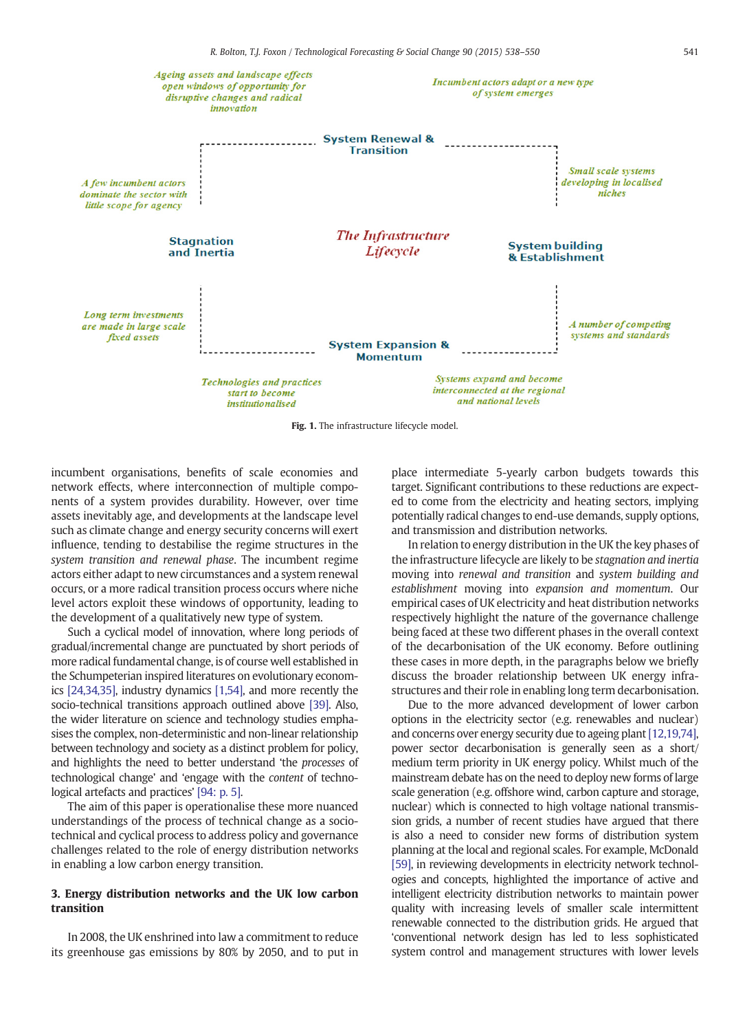Ageing assets and landscape effects open windows of opportunity for disruptive changes and radical innovation

Incumbent actors adapt or a new type of system emerges

System Renewal & Transition

A few incumbent actors dominate the sector with little scope for agency

Small scale systems developing in localised niches

Stagnation and Inertia

The Infrastructure Lifecycle

System building & Establishment

Long term investments are made in large scale fixed assets

A number of competing systems and standards

System Expansion & Momentum

Technologies and practices start to become institutionalised

Systems expand and become interconnected at the regional and national levels

**Fig. 1.** The infrastructure lifecycle model.

incumbent organisations, benefits of scale economies and network effects, where interconnection of multiple components of a system provides durability. However, over time assets inevitably age, and developments at the landscape level such as climate change and energy security concerns will exert influence, tending to destabilise the regime structures in the *system transition and renewal phase*. The incumbent regime actors either adapt to new circumstances and a system renewal occurs, or a more radical transition process occurs where niche level actors exploit these windows of opportunity, leading to the development of a qualitatively new type of system.

Such a cyclical model of innovation, where long periods of gradual/incremental change are punctuated by short periods of more radical fundamental change, is of course well established in the Schumpeterian inspired literatures on evolutionary economics [24,34,35], industry dynamics [1,54], and more recently the socio-technical transitions approach outlined above [39]. Also, the wider literature on science and technology studies emphasises the complex, non-deterministic and non-linear relationship between technology and society as a distinct problem for policy, and highlights the need to better understand 'the *processes* of technological change' and 'engage with the *content* of technological artefacts and practices' [94: p. 5].

The aim of this paper is operationalise these more nuanced understandings of the process of technical change as a socio-technical and cyclical process to address policy and governance challenges related to the role of energy distribution networks in enabling a low carbon energy transition.

## 3. Energy distribution networks and the UK low carbon transition

In 2008, the UK enshrined into law a commitment to reduce its greenhouse gas emissions by 80% by 2050, and to put in place intermediate 5-yearly carbon budgets towards this target. Significant contributions to these reductions are expected to come from the electricity and heating sectors, implying potentially radical changes to end-use demands, supply options, and transmission and distribution networks.

In relation to energy distribution in the UK the key phases of the infrastructure lifecycle are likely to be *stagnation and inertia* moving into *renewal and transition* and *system building and establishment* moving into *expansion and momentum*. Our empirical cases of UK electricity and heat distribution networks respectively highlight the nature of the governance challenge being faced at these two different phases in the overall context of the decarbonisation of the UK economy. Before outlining these cases in more depth, in the paragraphs below we briefly discuss the broader relationship between UK energy infrastructures and their role in enabling long term decarbonisation.

Due to the more advanced development of lower carbon options in the electricity sector (e.g. renewables and nuclear) and concerns over energy security due to ageing plant [12,19,74], power sector decarbonisation is generally seen as a short/medium term priority in UK energy policy. Whilst much of the mainstream debate has on the need to deploy new forms of large scale generation (e.g. offshore wind, carbon capture and storage, nuclear) which is connected to high voltage national transmission grids, a number of recent studies have argued that there is also a need to consider new forms of distribution system planning at the local and regional scales. For example, McDonald [59], in reviewing developments in electricity network technologies and concepts, highlighted the importance of active and intelligent electricity distribution networks to maintain power quality with increasing levels of smaller scale intermittent renewable connected to the distribution grids. He argued that 'conventional network design has led to less sophisticated system control and management structures with lower levels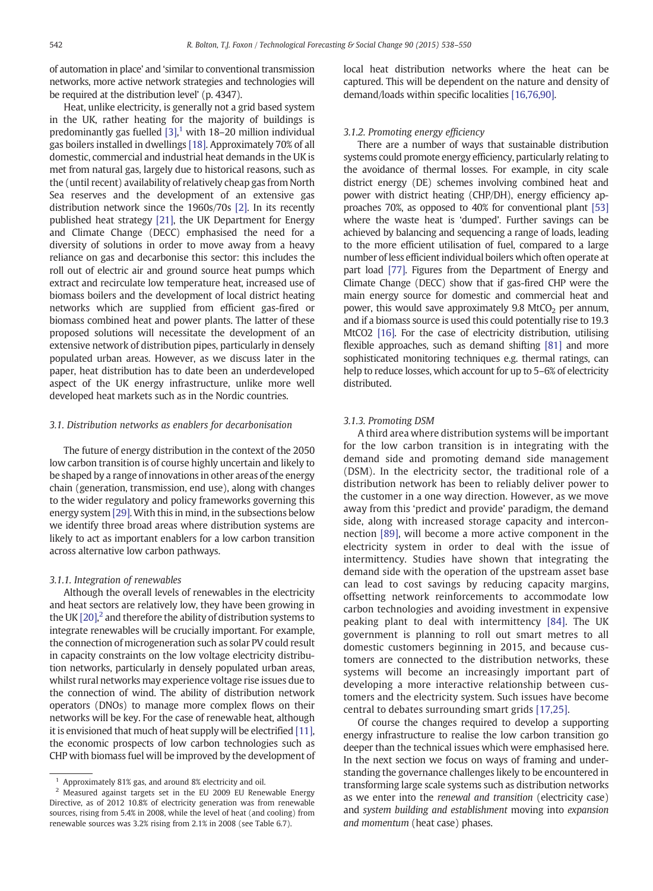of automation in place' and 'similar to conventional transmission networks, more active network strategies and technologies will be required at the distribution level' (p. 4347).

Heat, unlike electricity, is generally not a grid based system in the UK, rather heating for the majority of buildings is predominantly gas fuelled [3],[1] with 18–20 million individual gas boilers installed in dwellings [18]. Approximately 70% of all domestic, commercial and industrial heat demands in the UK is met from natural gas, largely due to historical reasons, such as the (until recent) availability of relatively cheap gas from North Sea reserves and the development of an extensive gas distribution network since the 1960s/70s [2]. In its recently published heat strategy [21], the UK Department for Energy and Climate Change (DECC) emphasised the need for a diversity of solutions in order to move away from a heavy reliance on gas and decarbonise this sector: this includes the roll out of electric air and ground source heat pumps which extract and recirculate low temperature heat, increased use of biomass boilers and the development of local district heating networks which are supplied from efficient gas-fired or biomass combined heat and power plants. The latter of these proposed solutions will necessitate the development of an extensive network of distribution pipes, particularly in densely populated urban areas. However, as we discuss later in the paper, heat distribution has to date been an underdeveloped aspect of the UK energy infrastructure, unlike more well developed heat markets such as in the Nordic countries.

### 3.1. Distribution networks as enablers for decarbonisation

The future of energy distribution in the context of the 2050 low carbon transition is of course highly uncertain and likely to be shaped by a range of innovations in other areas of the energy chain (generation, transmission, end use), along with changes to the wider regulatory and policy frameworks governing this energy system [29]. With this in mind, in the subsections below we identify three broad areas where distribution systems are likely to act as important enablers for a low carbon transition across alternative low carbon pathways.

#### 3.1.1. Integration of renewables

Although the overall levels of renewables in the electricity and heat sectors are relatively low, they have been growing in the UK [20],[2] and therefore the ability of distribution systems to integrate renewables will be crucially important. For example, the connection of microgeneration such as solar PV could result in capacity constraints on the low voltage electricity distribution networks, particularly in densely populated urban areas, whilst rural networks may experience voltage rise issues due to the connection of wind. The ability of distribution network operators (DNOs) to manage more complex flows on their networks will be key. For the case of renewable heat, although it is envisioned that much of heat supply will be electrified [11], the economic prospects of low carbon technologies such as CHP with biomass fuel will be improved by the development of local heat distribution networks where the heat can be captured. This will be dependent on the nature and density of demand/loads within specific localities [16,76,90].

#### 3.1.2. Promoting energy efficiency

There are a number of ways that sustainable distribution systems could promote energy efficiency, particularly relating to the avoidance of thermal losses. For example, in city scale district energy (DE) schemes involving combined heat and power with district heating (CHP/DH), energy efficiency approaches 70%, as opposed to 40% for conventional plant [53] where the waste heat is 'dumped'. Further savings can be achieved by balancing and sequencing a range of loads, leading to the more efficient utilisation of fuel, compared to a large number of less efficient individual boilers which often operate at part load [77]. Figures from the Department of Energy and Climate Change (DECC) show that if gas-fired CHP were the main energy source for domestic and commercial heat and power, this would save approximately 9.8 $MtCO_2$ per annum, and if a biomass source is used this could potentially rise to 19.3 MtCO2 [16]. For the case of electricity distribution, utilising flexible approaches, such as demand shifting [81] and more sophisticated monitoring techniques e.g. thermal ratings, can help to reduce losses, which account for up to 5–6% of electricity distributed.

#### 3.1.3. Promoting DSM

A third area where distribution systems will be important for the low carbon transition is in integrating with the demand side and promoting demand side management (DSM). In the electricity sector, the traditional role of a distribution network has been to reliably deliver power to the customer in a one way direction. However, as we move away from this 'predict and provide' paradigm, the demand side, along with increased storage capacity and interconnection [89], will become a more active component in the electricity system in order to deal with the issue of intermittency. Studies have shown that integrating the demand side with the operation of the upstream asset base can lead to cost savings by reducing capacity margins, offsetting network reinforcements to accommodate low carbon technologies and avoiding investment in expensive peaking plant to deal with intermittency [84]. The UK government is planning to roll out smart metres to all domestic customers beginning in 2015, and because customers are connected to the distribution networks, these systems will become an increasingly important part of developing a more interactive relationship between customers and the electricity system. Such issues have become central to debates surrounding smart grids [17,25].

Of course the changes required to develop a supporting energy infrastructure to realise the low carbon transition go deeper than the technical issues which were emphasised here. In the next section we focus on ways of framing and understanding the governance challenges likely to be encountered in transforming large scale systems such as distribution networks as we enter into the *renewal and transition* (electricity case) and *system building and establishment* moving into *expansion and momentum* (heat case) phases.

---

[1] Approximately 81% gas, and around 8% electricity and oil.

[2] Measured against targets set in the EU 2009 EU Renewable Energy Directive, as of 2012 10.8% of electricity generation was from renewable sources, rising from 5.4% in 2008, while the level of heat (and cooling) from renewable sources was 3.2% rising from 2.1% in 2008 (see Table 6.7).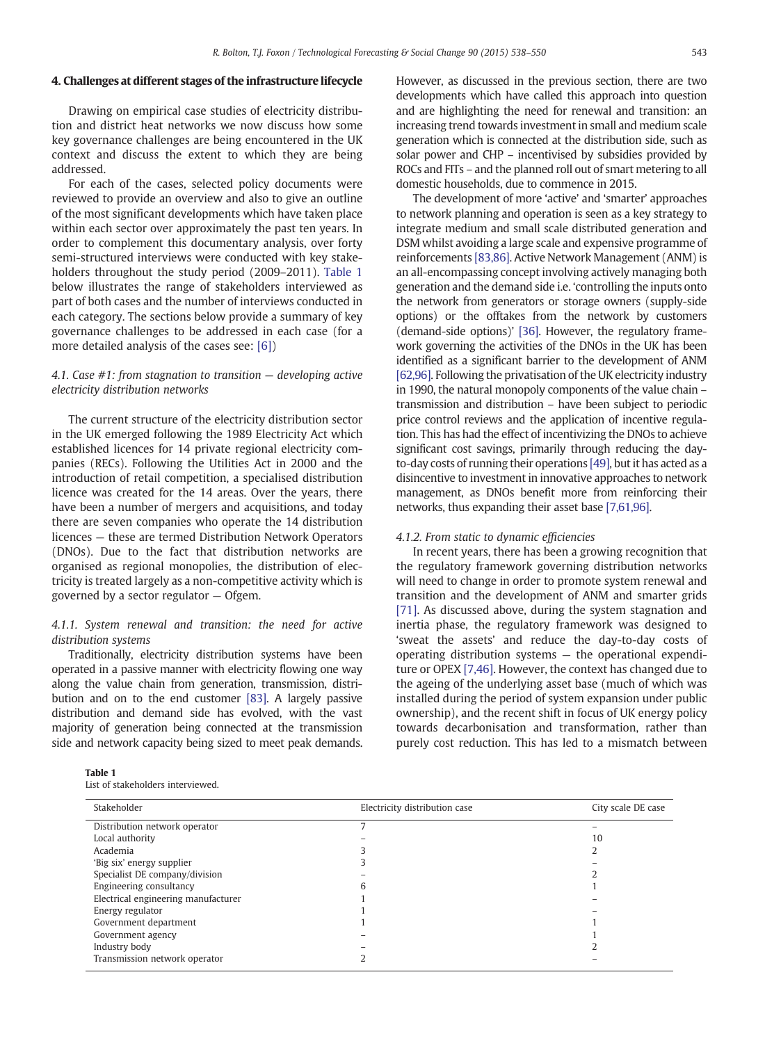## 4. Challenges at different stages of the infrastructure lifecycle

Drawing on empirical case studies of electricity distribution and district heat networks we now discuss how some key governance challenges are being encountered in the UK context and discuss the extent to which they are being addressed.

For each of the cases, selected policy documents were reviewed to provide an overview and also to give an outline of the most significant developments which have taken place within each sector over approximately the past ten years. In order to complement this documentary analysis, over forty semi-structured interviews were conducted with key stakeholders throughout the study period (2009–2011). Table 1 below illustrates the range of stakeholders interviewed as part of both cases and the number of interviews conducted in each category. The sections below provide a summary of key governance challenges to be addressed in each case (for a more detailed analysis of the cases see: [6])

### 4.1. Case #1: from stagnation to transition — developing active electricity distribution networks

The current structure of the electricity distribution sector in the UK emerged following the 1989 Electricity Act which established licences for 14 private regional electricity companies (RECs). Following the Utilities Act in 2000 and the introduction of retail competition, a specialised distribution licence was created for the 14 areas. Over the years, there have been a number of mergers and acquisitions, and today there are seven companies who operate the 14 distribution licences — these are termed Distribution Network Operators (DNOs). Due to the fact that distribution networks are organised as regional monopolies, the distribution of electricity is treated largely as a non-competitive activity which is governed by a sector regulator — Ofgem.

#### 4.1.1. System renewal and transition: the need for active distribution systems

Traditionally, electricity distribution systems have been operated in a passive manner with electricity flowing one way along the value chain from generation, transmission, distribution and on to the end customer [83]. A largely passive distribution and demand side has evolved, with the vast majority of generation being connected at the transmission side and network capacity being sized to meet peak demands. However, as discussed in the previous section, there are two developments which have called this approach into question and are highlighting the need for renewal and transition: an increasing trend towards investment in small and medium scale generation which is connected at the distribution side, such as solar power and CHP – incentivised by subsidies provided by ROCs and FITs – and the planned roll out of smart metering to all domestic households, due to commence in 2015.

The development of more 'active' and 'smarter' approaches to network planning and operation is seen as a key strategy to integrate medium and small scale distributed generation and DSM whilst avoiding a large scale and expensive programme of reinforcements [83,86]. Active Network Management (ANM) is an all-encompassing concept involving actively managing both generation and the demand side i.e. 'controlling the inputs onto the network from generators or storage owners (supply-side options) or the offtakes from the network by customers (demand-side options)' [36]. However, the regulatory framework governing the activities of the DNOs in the UK has been identified as a significant barrier to the development of ANM [62,96]. Following the privatisation of the UK electricity industry in 1990, the natural monopoly components of the value chain – transmission and distribution – have been subject to periodic price control reviews and the application of incentive regulation. This has had the effect of incentivizing the DNOs to achieve significant cost savings, primarily through reducing the day-to-day costs of running their operations [49], but it has acted as a disincentive to investment in innovative approaches to network management, as DNOs benefit more from reinforcing their networks, thus expanding their asset base [7,61,96].

#### 4.1.2. From static to dynamic efficiencies

In recent years, there has been a growing recognition that the regulatory framework governing distribution networks will need to change in order to promote system renewal and transition and the development of ANM and smarter grids [71]. As discussed above, during the system stagnation and inertia phase, the regulatory framework was designed to 'sweat the assets' and reduce the day-to-day costs of operating distribution systems — the operational expenditure or OPEX [7,46]. However, the context has changed due to the ageing of the underlying asset base (much of which was installed during the period of system expansion under public ownership), and the recent shift in focus of UK energy policy towards decarbonisation and transformation, rather than purely cost reduction. This has led to a mismatch between

**Table 1**
List of stakeholders interviewed.

| Stakeholder | Electricity distribution case | City scale DE case |
|---|---|---|
| Distribution network operator | 7 | – |
| Local authority | – | 10 |
| Academia | 3 | 2 |
| 'Big six' energy supplier | 3 | – |
| Specialist DE company/division | – | 2 |
| Engineering consultancy | 6 | 1 |
| Electrical engineering manufacturer | 1 | – |
| Energy regulator | 1 | – |
| Government department | 1 | 1 |
| Government agency | – | 1 |
| Industry body | – | 2 |
| Transmission network operator | 2 | – |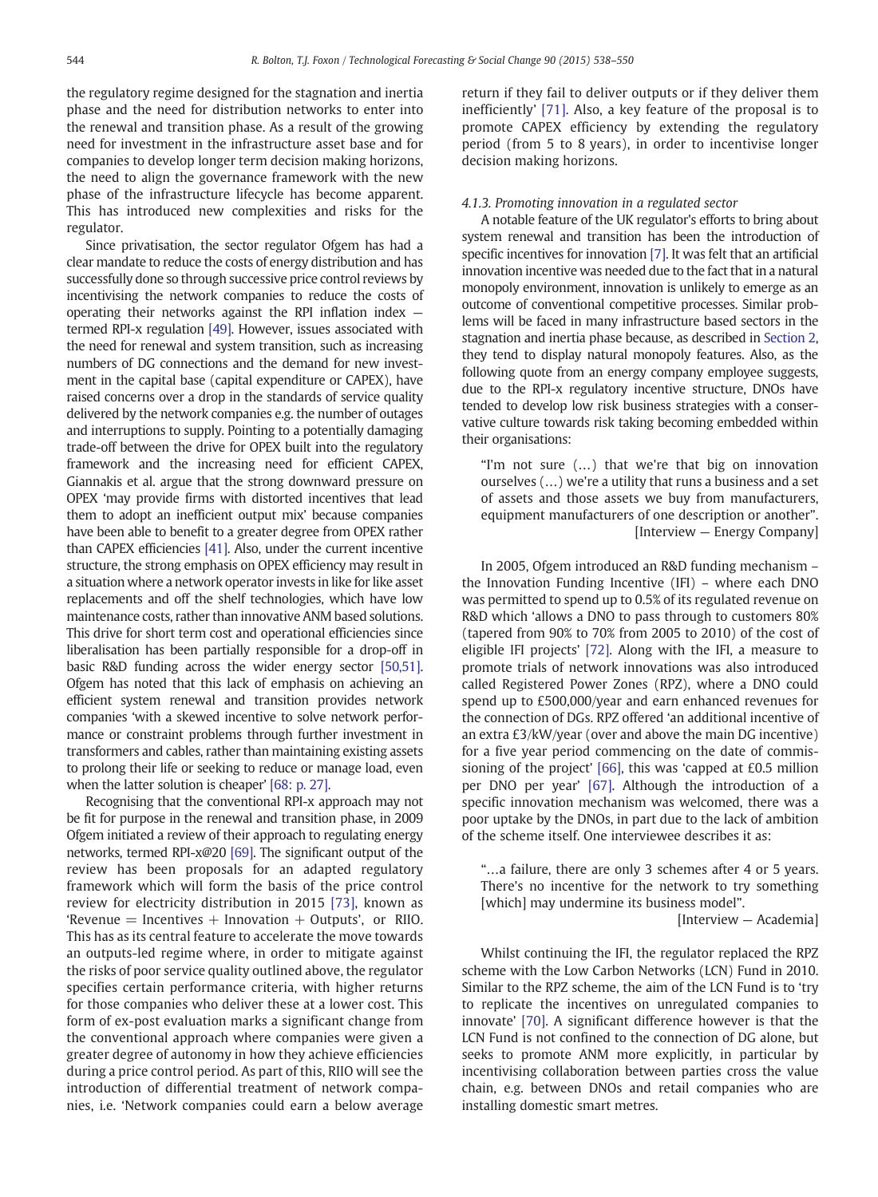the regulatory regime designed for the stagnation and inertia phase and the need for distribution networks to enter into the renewal and transition phase. As a result of the growing need for investment in the infrastructure asset base and for companies to develop longer term decision making horizons, the need to align the governance framework with the new phase of the infrastructure lifecycle has become apparent. This has introduced new complexities and risks for the regulator.

Since privatisation, the sector regulator Ofgem has had a clear mandate to reduce the costs of energy distribution and has successfully done so through successive price control reviews by incentivising the network companies to reduce the costs of operating their networks against the RPI inflation index — termed RPI-x regulation [49]. However, issues associated with the need for renewal and system transition, such as increasing numbers of DG connections and the demand for new investment in the capital base (capital expenditure or CAPEX), have raised concerns over a drop in the standards of service quality delivered by the network companies e.g. the number of outages and interruptions to supply. Pointing to a potentially damaging trade-off between the drive for OPEX built into the regulatory framework and the increasing need for efficient CAPEX, Giannakis et al. argue that the strong downward pressure on OPEX 'may provide firms with distorted incentives that lead them to adopt an inefficient output mix' because companies have been able to benefit to a greater degree from OPEX rather than CAPEX efficiencies [41]. Also, under the current incentive structure, the strong emphasis on OPEX efficiency may result in a situation where a network operator invests in like for like asset replacements and off the shelf technologies, which have low maintenance costs, rather than innovative ANM based solutions. This drive for short term cost and operational efficiencies since liberalisation has been partially responsible for a drop-off in basic R&D funding across the wider energy sector [50,51]. Ofgem has noted that this lack of emphasis on achieving an efficient system renewal and transition provides network companies 'with a skewed incentive to solve network performance or constraint problems through further investment in transformers and cables, rather than maintaining existing assets to prolong their life or seeking to reduce or manage load, even when the latter solution is cheaper' [68: p. 27].

Recognising that the conventional RPI-x approach may not be fit for purpose in the renewal and transition phase, in 2009 Ofgem initiated a review of their approach to regulating energy networks, termed RPI-x@20 [69]. The significant output of the review has been proposals for an adapted regulatory framework which will form the basis of the price control review for electricity distribution in 2015 [73], known as 'Revenue = Incentives + Innovation + Outputs', or RIIO. This has as its central feature to accelerate the move towards an outputs-led regime where, in order to mitigate against the risks of poor service quality outlined above, the regulator specifies certain performance criteria, with higher returns for those companies who deliver these at a lower cost. This form of ex-post evaluation marks a significant change from the conventional approach where companies were given a greater degree of autonomy in how they achieve efficiencies during a price control period. As part of this, RIIO will see the introduction of differential treatment of network companies, i.e. 'Network companies could earn a below average return if they fail to deliver outputs or if they deliver them inefficiently' [71]. Also, a key feature of the proposal is to promote CAPEX efficiency by extending the regulatory period (from 5 to 8 years), in order to incentivise longer decision making horizons.

#### 4.1.3. Promoting innovation in a regulated sector

A notable feature of the UK regulator's efforts to bring about system renewal and transition has been the introduction of specific incentives for innovation [7]. It was felt that an artificial innovation incentive was needed due to the fact that in a natural monopoly environment, innovation is unlikely to emerge as an outcome of conventional competitive processes. Similar problems will be faced in many infrastructure based sectors in the stagnation and inertia phase because, as described in Section 2, they tend to display natural monopoly features. Also, as the following quote from an energy company employee suggests, due to the RPI-x regulatory incentive structure, DNOs have tended to develop low risk business strategies with a conservative culture towards risk taking becoming embedded within their organisations:

> "I'm not sure (…) that we're that big on innovation ourselves (…) we're a utility that runs a business and a set of assets and those assets we buy from manufacturers, equipment manufacturers of one description or another".
> [Interview — Energy Company]

In 2005, Ofgem introduced an R&D funding mechanism – the Innovation Funding Incentive (IFI) – where each DNO was permitted to spend up to 0.5% of its regulated revenue on R&D which 'allows a DNO to pass through to customers 80% (tapered from 90% to 70% from 2005 to 2010) of the cost of eligible IFI projects' [72]. Along with the IFI, a measure to promote trials of network innovations was also introduced called Registered Power Zones (RPZ), where a DNO could spend up to £500,000/year and earn enhanced revenues for the connection of DGs. RPZ offered 'an additional incentive of an extra £3/kW/year (over and above the main DG incentive) for a five year period commencing on the date of commissioning of the project' [66], this was 'capped at £0.5 million per DNO per year' [67]. Although the introduction of a specific innovation mechanism was welcomed, there was a poor uptake by the DNOs, in part due to the lack of ambition of the scheme itself. One interviewee describes it as:

> "…a failure, there are only 3 schemes after 4 or 5 years. There's no incentive for the network to try something [which] may undermine its business model".
> [Interview — Academia]

Whilst continuing the IFI, the regulator replaced the RPZ scheme with the Low Carbon Networks (LCN) Fund in 2010. Similar to the RPZ scheme, the aim of the LCN Fund is to 'try to replicate the incentives on unregulated companies to innovate' [70]. A significant difference however is that the LCN Fund is not confined to the connection of DG alone, but seeks to promote ANM more explicitly, in particular by incentivising collaboration between parties cross the value chain, e.g. between DNOs and retail companies who are installing domestic smart metres.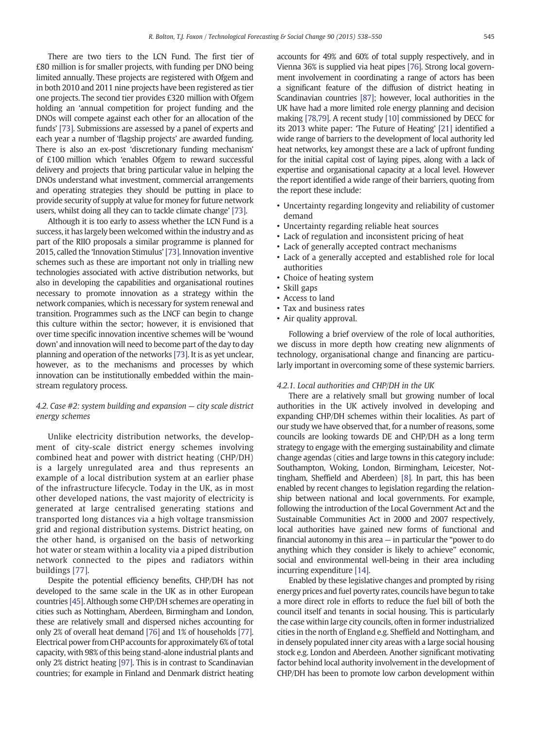There are two tiers to the LCN Fund. The first tier of £80 million is for smaller projects, with funding per DNO being limited annually. These projects are registered with Ofgem and in both 2010 and 2011 nine projects have been registered as tier one projects. The second tier provides £320 million with Ofgem holding an 'annual competition for project funding and the DNOs will compete against each other for an allocation of the funds' [73]. Submissions are assessed by a panel of experts and each year a number of 'flagship projects' are awarded funding. There is also an ex-post 'discretionary funding mechanism' of £100 million which 'enables Ofgem to reward successful delivery and projects that bring particular value in helping the DNOs understand what investment, commercial arrangements and operating strategies they should be putting in place to provide security of supply at value for money for future network users, whilst doing all they can to tackle climate change' [73].

Although it is too early to assess whether the LCN Fund is a success, it has largely been welcomed within the industry and as part of the RIIO proposals a similar programme is planned for 2015, called the 'Innovation Stimulus' [73]. Innovation inventive schemes such as these are important not only in trialling new technologies associated with active distribution networks, but also in developing the capabilities and organisational routines necessary to promote innovation as a strategy within the network companies, which is necessary for system renewal and transition. Programmes such as the LNCF can begin to change this culture within the sector; however, it is envisioned that over time specific innovation incentive schemes will be 'wound down' and innovation will need to become part of the day to day planning and operation of the networks [73]. It is as yet unclear, however, as to the mechanisms and processes by which innovation can be institutionally embedded within the mainstream regulatory process.

### 4.2. Case #2: system building and expansion — city scale district energy schemes

Unlike electricity distribution networks, the development of city-scale district energy schemes involving combined heat and power with district heating (CHP/DH) is a largely unregulated area and thus represents an example of a local distribution system at an earlier phase of the infrastructure lifecycle. Today in the UK, as in most other developed nations, the vast majority of electricity is generated at large centralised generating stations and transported long distances via a high voltage transmission grid and regional distribution systems. District heating, on the other hand, is organised on the basis of networking hot water or steam within a locality via a piped distribution network connected to the pipes and radiators within buildings [77].

Despite the potential efficiency benefits, CHP/DH has not developed to the same scale in the UK as in other European countries [45]. Although some CHP/DH schemes are operating in cities such as Nottingham, Aberdeen, Birmingham and London, these are relatively small and dispersed niches accounting for only 2% of overall heat demand [76] and 1% of households [77]. Electrical power from CHP accounts for approximately 6% of total capacity, with 98% of this being stand-alone industrial plants and only 2% district heating [97]. This is in contrast to Scandinavian countries; for example in Finland and Denmark district heating accounts for 49% and 60% of total supply respectively, and in Vienna 36% is supplied via heat pipes [76]. Strong local government involvement in coordinating a range of actors has been a significant feature of the diffusion of district heating in Scandinavian countries [87]; however, local authorities in the UK have had a more limited role energy planning and decision making [78,79]. A recent study [10] commissioned by DECC for its 2013 white paper: 'The Future of Heating' [21] identified a wide range of barriers to the development of local authority led heat networks, key amongst these are a lack of upfront funding for the initial capital cost of laying pipes, along with a lack of expertise and organisational capacity at a local level. However the report identified a wide range of their barriers, quoting from the report these include:

- Uncertainty regarding longevity and reliability of customer demand
- Uncertainty regarding reliable heat sources
- Lack of regulation and inconsistent pricing of heat
- Lack of generally accepted contract mechanisms
- Lack of a generally accepted and established role for local authorities
- Choice of heating system
- Skill gaps
- Access to land
- Tax and business rates
- Air quality approval.

Following a brief overview of the role of local authorities, we discuss in more depth how creating new alignments of technology, organisational change and financing are particularly important in overcoming some of these systemic barriers.

#### 4.2.1. Local authorities and CHP/DH in the UK

There are a relatively small but growing number of local authorities in the UK actively involved in developing and expanding CHP/DH schemes within their localities. As part of our study we have observed that, for a number of reasons, some councils are looking towards DE and CHP/DH as a long term strategy to engage with the emerging sustainability and climate change agendas (cities and large towns in this category include: Southampton, Woking, London, Birmingham, Leicester, Nottingham, Sheffield and Aberdeen) [8]. In part, this has been enabled by recent changes to legislation regarding the relationship between national and local governments. For example, following the introduction of the Local Government Act and the Sustainable Communities Act in 2000 and 2007 respectively, local authorities have gained new forms of functional and financial autonomy in this area — in particular the "power to do anything which they consider is likely to achieve" economic, social and environmental well-being in their area including incurring expenditure [14].

Enabled by these legislative changes and prompted by rising energy prices and fuel poverty rates, councils have begun to take a more direct role in efforts to reduce the fuel bill of both the council itself and tenants in social housing. This is particularly the case within large city councils, often in former industrialized cities in the north of England e.g. Sheffield and Nottingham, and in densely populated inner city areas with a large social housing stock e.g. London and Aberdeen. Another significant motivating factor behind local authority involvement in the development of CHP/DH has been to promote low carbon development within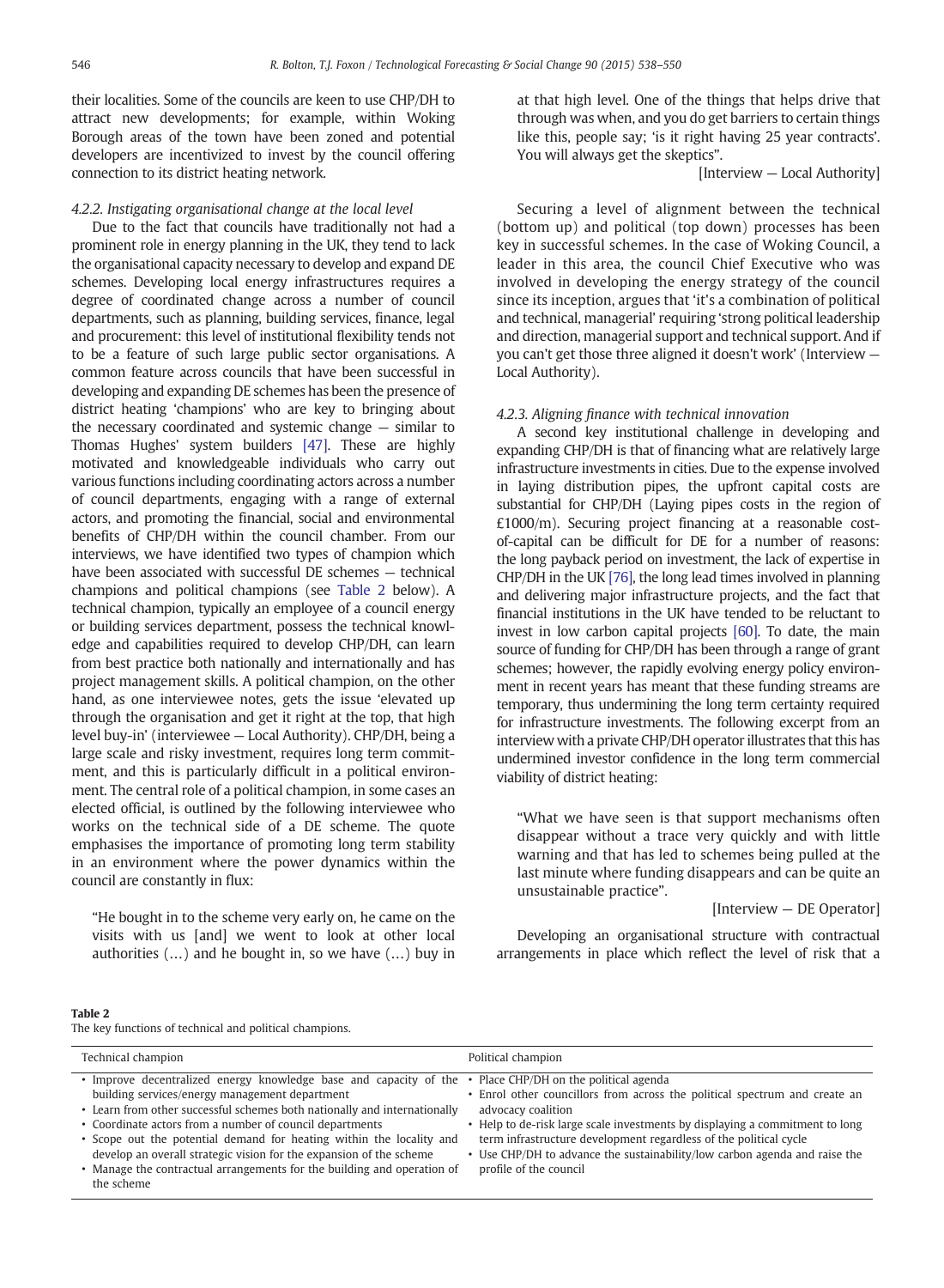their localities. Some of the councils are keen to use CHP/DH to attract new developments; for example, within Woking Borough areas of the town have been zoned and potential developers are incentivized to invest by the council offering connection to its district heating network.

#### 4.2.2. Instigating organisational change at the local level

Due to the fact that councils have traditionally not had a prominent role in energy planning in the UK, they tend to lack the organisational capacity necessary to develop and expand DE schemes. Developing local energy infrastructures requires a degree of coordinated change across a number of council departments, such as planning, building services, finance, legal and procurement: this level of institutional flexibility tends not to be a feature of such large public sector organisations. A common feature across councils that have been successful in developing and expanding DE schemes has been the presence of district heating 'champions' who are key to bringing about the necessary coordinated and systemic change — similar to Thomas Hughes' system builders [47]. These are highly motivated and knowledgeable individuals who carry out various functions including coordinating actors across a number of council departments, engaging with a range of external actors, and promoting the financial, social and environmental benefits of CHP/DH within the council chamber. From our interviews, we have identified two types of champion which have been associated with successful DE schemes — technical champions and political champions (see Table 2 below). A technical champion, typically an employee of a council energy or building services department, possess the technical knowledge and capabilities required to develop CHP/DH, can learn from best practice both nationally and internationally and has project management skills. A political champion, on the other hand, as one interviewee notes, gets the issue 'elevated up through the organisation and get it right at the top, that high level buy-in' (interviewee — Local Authority). CHP/DH, being a large scale and risky investment, requires long term commitment, and this is particularly difficult in a political environment. The central role of a political champion, in some cases an elected official, is outlined by the following interviewee who works on the technical side of a DE scheme. The quote emphasises the importance of promoting long term stability in an environment where the power dynamics within the council are constantly in flux:

> "He bought in to the scheme very early on, he came on the visits with us [and] we went to look at other local authorities (…) and he bought in, so we have (…) buy in at that high level. One of the things that helps drive that through was when, and you do get barriers to certain things like this, people say; 'is it right having 25 year contracts'. You will always get the skeptics".
>
> [Interview — Local Authority]

Securing a level of alignment between the technical (bottom up) and political (top down) processes has been key in successful schemes. In the case of Woking Council, a leader in this area, the council Chief Executive who was involved in developing the energy strategy of the council since its inception, argues that 'it's a combination of political and technical, managerial' requiring 'strong political leadership and direction, managerial support and technical support. And if you can't get those three aligned it doesn't work' (Interview — Local Authority).

#### 4.2.3. Aligning finance with technical innovation

A second key institutional challenge in developing and expanding CHP/DH is that of financing what are relatively large infrastructure investments in cities. Due to the expense involved in laying distribution pipes, the upfront capital costs are substantial for CHP/DH (Laying pipes costs in the region of £1000/m). Securing project financing at a reasonable cost-of-capital can be difficult for DE for a number of reasons: the long payback period on investment, the lack of expertise in CHP/DH in the UK [76], the long lead times involved in planning and delivering major infrastructure projects, and the fact that financial institutions in the UK have tended to be reluctant to invest in low carbon capital projects [60]. To date, the main source of funding for CHP/DH has been through a range of grant schemes; however, the rapidly evolving energy policy environment in recent years has meant that these funding streams are temporary, thus undermining the long term certainty required for infrastructure investments. The following excerpt from an interview with a private CHP/DH operator illustrates that this has undermined investor confidence in the long term commercial viability of district heating:

> "What we have seen is that support mechanisms often disappear without a trace very quickly and with little warning and that has led to schemes being pulled at the last minute where funding disappears and can be quite an unsustainable practice".
>
> [Interview — DE Operator]

Developing an organisational structure with contractual arrangements in place which reflect the level of risk that a

**Table 2**
The key functions of technical and political champions.

| Technical champion | Political champion |
|---|---|
| • Improve decentralized energy knowledge base and capacity of the building services/energy management department<br>• Learn from other successful schemes both nationally and internationally<br>• Coordinate actors from a number of council departments<br>• Scope out the potential demand for heating within the locality and develop an overall strategic vision for the expansion of the scheme<br>• Manage the contractual arrangements for the building and operation of the scheme | • Place CHP/DH on the political agenda<br>• Enrol other councillors from across the political spectrum and create an advocacy coalition<br>• Help to de-risk large scale investments by displaying a commitment to long term infrastructure development regardless of the political cycle<br>• Use CHP/DH to advance the sustainability/low carbon agenda and raise the profile of the council |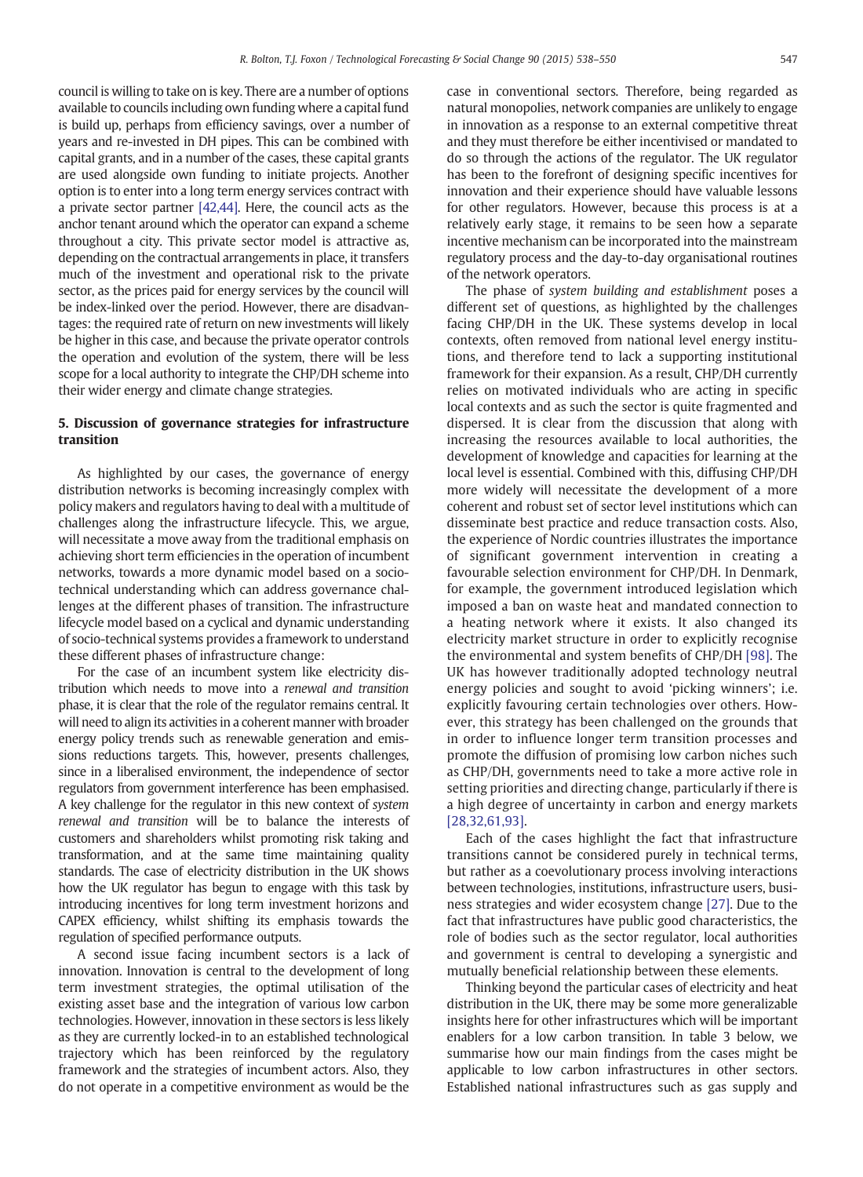council is willing to take on is key. There are a number of options available to councils including own funding where a capital fund is build up, perhaps from efficiency savings, over a number of years and re-invested in DH pipes. This can be combined with capital grants, and in a number of the cases, these capital grants are used alongside own funding to initiate projects. Another option is to enter into a long term energy services contract with a private sector partner [42,44]. Here, the council acts as the anchor tenant around which the operator can expand a scheme throughout a city. This private sector model is attractive as, depending on the contractual arrangements in place, it transfers much of the investment and operational risk to the private sector, as the prices paid for energy services by the council will be index-linked over the period. However, there are disadvantages: the required rate of return on new investments will likely be higher in this case, and because the private operator controls the operation and evolution of the system, there will be less scope for a local authority to integrate the CHP/DH scheme into their wider energy and climate change strategies.

## 5. Discussion of governance strategies for infrastructure transition

As highlighted by our cases, the governance of energy distribution networks is becoming increasingly complex with policy makers and regulators having to deal with a multitude of challenges along the infrastructure lifecycle. This, we argue, will necessitate a move away from the traditional emphasis on achieving short term efficiencies in the operation of incumbent networks, towards a more dynamic model based on a socio-technical understanding which can address governance challenges at the different phases of transition. The infrastructure lifecycle model based on a cyclical and dynamic understanding of socio-technical systems provides a framework to understand these different phases of infrastructure change:

For the case of an incumbent system like electricity distribution which needs to move into a *renewal and transition* phase, it is clear that the role of the regulator remains central. It will need to align its activities in a coherent manner with broader energy policy trends such as renewable generation and emissions reductions targets. This, however, presents challenges, since in a liberalised environment, the independence of sector regulators from government interference has been emphasised. A key challenge for the regulator in this new context of *system renewal and transition* will be to balance the interests of customers and shareholders whilst promoting risk taking and transformation, and at the same time maintaining quality standards. The case of electricity distribution in the UK shows how the UK regulator has begun to engage with this task by introducing incentives for long term investment horizons and CAPEX efficiency, whilst shifting its emphasis towards the regulation of specified performance outputs.

A second issue facing incumbent sectors is a lack of innovation. Innovation is central to the development of long term investment strategies, the optimal utilisation of the existing asset base and the integration of various low carbon technologies. However, innovation in these sectors is less likely as they are currently locked-in to an established technological trajectory which has been reinforced by the regulatory framework and the strategies of incumbent actors. Also, they do not operate in a competitive environment as would be the case in conventional sectors. Therefore, being regarded as natural monopolies, network companies are unlikely to engage in innovation as a response to an external competitive threat and they must therefore be either incentivised or mandated to do so through the actions of the regulator. The UK regulator has been to the forefront of designing specific incentives for innovation and their experience should have valuable lessons for other regulators. However, because this process is at a relatively early stage, it remains to be seen how a separate incentive mechanism can be incorporated into the mainstream regulatory process and the day-to-day organisational routines of the network operators.

The phase of *system building and establishment* poses a different set of questions, as highlighted by the challenges facing CHP/DH in the UK. These systems develop in local contexts, often removed from national level energy institutions, and therefore tend to lack a supporting institutional framework for their expansion. As a result, CHP/DH currently relies on motivated individuals who are acting in specific local contexts and as such the sector is quite fragmented and dispersed. It is clear from the discussion that along with increasing the resources available to local authorities, the development of knowledge and capacities for learning at the local level is essential. Combined with this, diffusing CHP/DH more widely will necessitate the development of a more coherent and robust set of sector level institutions which can disseminate best practice and reduce transaction costs. Also, the experience of Nordic countries illustrates the importance of significant government intervention in creating a favourable selection environment for CHP/DH. In Denmark, for example, the government introduced legislation which imposed a ban on waste heat and mandated connection to a heating network where it exists. It also changed its electricity market structure in order to explicitly recognise the environmental and system benefits of CHP/DH [98]. The UK has however traditionally adopted technology neutral energy policies and sought to avoid 'picking winners'; i.e. explicitly favouring certain technologies over others. However, this strategy has been challenged on the grounds that in order to influence longer term transition processes and promote the diffusion of promising low carbon niches such as CHP/DH, governments need to take a more active role in setting priorities and directing change, particularly if there is a high degree of uncertainty in carbon and energy markets [28,32,61,93].

Each of the cases highlight the fact that infrastructure transitions cannot be considered purely in technical terms, but rather as a coevolutionary process involving interactions between technologies, institutions, infrastructure users, business strategies and wider ecosystem change [27]. Due to the fact that infrastructures have public good characteristics, the role of bodies such as the sector regulator, local authorities and government is central to developing a synergistic and mutually beneficial relationship between these elements.

Thinking beyond the particular cases of electricity and heat distribution in the UK, there may be some more generalizable insights here for other infrastructures which will be important enablers for a low carbon transition. In table 3 below, we summarise how our main findings from the cases might be applicable to low carbon infrastructures in other sectors. Established national infrastructures such as gas supply and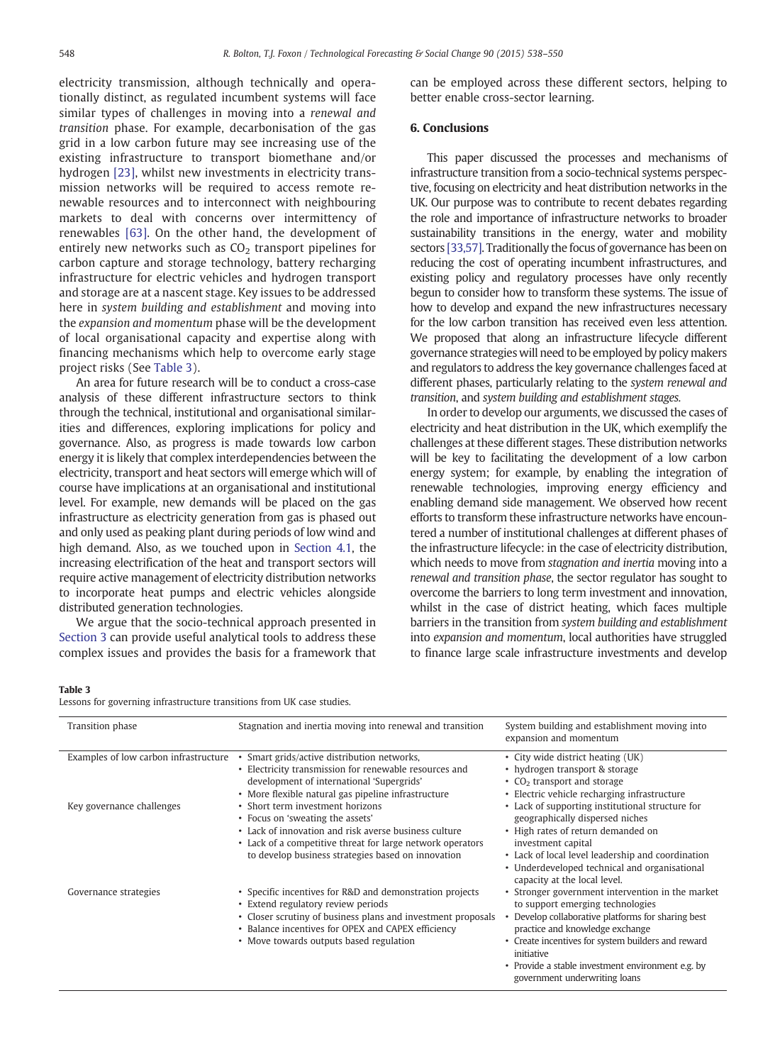electricity transmission, although technically and operationally distinct, as regulated incumbent systems will face similar types of challenges in moving into a *renewal and transition* phase. For example, decarbonisation of the gas grid in a low carbon future may see increasing use of the existing infrastructure to transport biomethane and/or hydrogen [23], whilst new investments in electricity transmission networks will be required to access remote renewable resources and to interconnect with neighbouring markets to deal with concerns over intermittency of renewables [63]. On the other hand, the development of entirely new networks such as $CO_2$ transport pipelines for carbon capture and storage technology, battery recharging infrastructure for electric vehicles and hydrogen transport and storage are at a nascent stage. Key issues to be addressed here in *system building and establishment* and moving into the *expansion and momentum* phase will be the development of local organisational capacity and expertise along with financing mechanisms which help to overcome early stage project risks (See Table 3).

An area for future research will be to conduct a cross-case analysis of these different infrastructure sectors to think through the technical, institutional and organisational similarities and differences, exploring implications for policy and governance. Also, as progress is made towards low carbon energy it is likely that complex interdependencies between the electricity, transport and heat sectors will emerge which will of course have implications at an organisational and institutional level. For example, new demands will be placed on the gas infrastructure as electricity generation from gas is phased out and only used as peaking plant during periods of low wind and high demand. Also, as we touched upon in Section 4.1, the increasing electrification of the heat and transport sectors will require active management of electricity distribution networks to incorporate heat pumps and electric vehicles alongside distributed generation technologies.

We argue that the socio-technical approach presented in Section 3 can provide useful analytical tools to address these complex issues and provides the basis for a framework that can be employed across these different sectors, helping to better enable cross-sector learning.

## 6. Conclusions

This paper discussed the processes and mechanisms of infrastructure transition from a socio-technical systems perspective, focusing on electricity and heat distribution networks in the UK. Our purpose was to contribute to recent debates regarding the role and importance of infrastructure networks to broader sustainability transitions in the energy, water and mobility sectors [33,57]. Traditionally the focus of governance has been on reducing the cost of operating incumbent infrastructures, and existing policy and regulatory processes have only recently begun to consider how to transform these systems. The issue of how to develop and expand the new infrastructures necessary for the low carbon transition has received even less attention. We proposed that along an infrastructure lifecycle different governance strategies will need to be employed by policy makers and regulators to address the key governance challenges faced at different phases, particularly relating to the *system renewal and transition*, and *system building and establishment stages.*

In order to develop our arguments, we discussed the cases of electricity and heat distribution in the UK, which exemplify the challenges at these different stages. These distribution networks will be key to facilitating the development of a low carbon energy system; for example, by enabling the integration of renewable technologies, improving energy efficiency and enabling demand side management. We observed how recent efforts to transform these infrastructure networks have encountered a number of institutional challenges at different phases of the infrastructure lifecycle: in the case of electricity distribution, which needs to move from *stagnation and inertia* moving into a *renewal and transition phase*, the sector regulator has sought to overcome the barriers to long term investment and innovation, whilst in the case of district heating, which faces multiple barriers in the transition from *system building and establishment* into *expansion and momentum*, local authorities have struggled to finance large scale infrastructure investments and develop

**Table 3**
Lessons for governing infrastructure transitions from UK case studies.

| Transition phase | Stagnation and inertia moving into renewal and transition | System building and establishment moving into expansion and momentum |
|---|---|---|
| Examples of low carbon infrastructure | • Smart grids/active distribution networks,<br>• Electricity transmission for renewable resources and development of international 'Supergrids'<br>• More flexible natural gas pipeline infrastructure | • City wide district heating (UK)<br>• hydrogen transport & storage<br>• $CO_2$ transport and storage<br>• Electric vehicle recharging infrastructure |
| Key governance challenges | • Short term investment horizons<br>• Focus on 'sweating the assets'<br>• Lack of innovation and risk averse business culture<br>• Lack of a competitive threat for large network operators to develop business strategies based on innovation | • Lack of supporting institutional structure for geographically dispersed niches<br>• High rates of return demanded on investment capital<br>• Lack of local level leadership and coordination<br>• Underdeveloped technical and organisational capacity at the local level. |
| Governance strategies | • Specific incentives for R&D and demonstration projects<br>• Extend regulatory review periods<br>• Closer scrutiny of business plans and investment proposals<br>• Balance incentives for OPEX and CAPEX efficiency<br>• Move towards outputs based regulation | • Stronger government intervention in the market to support emerging technologies<br>• Develop collaborative platforms for sharing best practice and knowledge exchange<br>• Create incentives for system builders and reward initiative<br>• Provide a stable investment environment e.g. by government underwriting loans |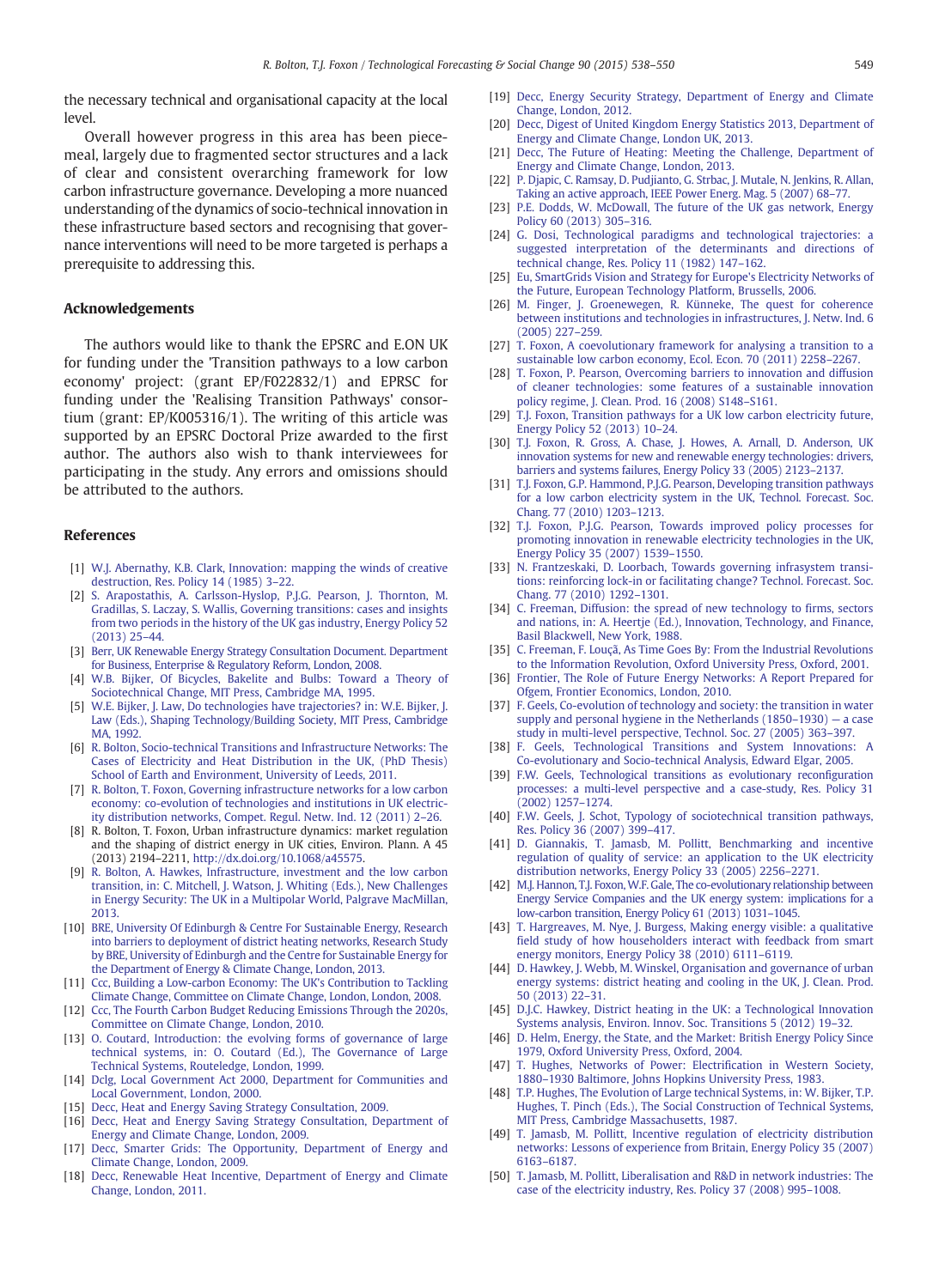the necessary technical and organisational capacity at the local level.

Overall however progress in this area has been piecemeal, largely due to fragmented sector structures and a lack of clear and consistent overarching framework for low carbon infrastructure governance. Developing a more nuanced understanding of the dynamics of socio-technical innovation in these infrastructure based sectors and recognising that governance interventions will need to be more targeted is perhaps a prerequisite to addressing this.

## Acknowledgements

The authors would like to thank the EPSRC and E.ON UK for funding under the 'Transition pathways to a low carbon economy' project: (grant EP/F022832/1) and EPRSC for funding under the 'Realising Transition Pathways' consortium (grant: EP/K005316/1). The writing of this article was supported by an EPSRC Doctoral Prize awarded to the first author. The authors also wish to thank interviewees for participating in the study. Any errors and omissions should be attributed to the authors.

## References

[1] W.J. Abernathy, K.B. Clark, Innovation: mapping the winds of creative destruction, Res. Policy 14 (1985) 3–22.

[2] S. Arapostathis, A. Carlsson-Hyslop, P.J.G. Pearson, J. Thornton, M. Gradillas, S. Laczay, S. Wallis, Governing transitions: cases and insights from two periods in the history of the UK gas industry, Energy Policy 52 (2013) 25–44.

[3] Berr, UK Renewable Energy Strategy Consultation Document. Department for Business, Enterprise & Regulatory Reform, London, 2008.

[4] W.B. Bijker, Of Bicycles, Bakelite and Bulbs: Toward a Theory of Sociotechnical Change, MIT Press, Cambridge MA, 1995.

[5] W.E. Bijker, J. Law, Do technologies have trajectories? in: W.E. Bijker, J. Law (Eds.), Shaping Technology/Building Society, MIT Press, Cambridge MA, 1992.

[6] R. Bolton, Socio-technical Transitions and Infrastructure Networks: The Cases of Electricity and Heat Distribution in the UK, (PhD Thesis) School of Earth and Environment, University of Leeds, 2011.

[7] R. Bolton, T. Foxon, Governing infrastructure networks for a low carbon economy: co-evolution of technologies and institutions in UK electricity distribution networks, Compet. Regul. Netw. Ind. 12 (2011) 2–26.

[8] R. Bolton, T. Foxon, Urban infrastructure dynamics: market regulation and the shaping of district energy in UK cities, Environ. Plann. A 45 (2013) 2194–2211, http://dx.doi.org/10.1068/a45575.

[9] R. Bolton, A. Hawkes, Infrastructure, investment and the low carbon transition, in: C. Mitchell, J. Watson, J. Whiting (Eds.), New Challenges in Energy Security: The UK in a Multipolar World, Palgrave MacMillan, 2013.

[10] BRE, University Of Edinburgh & Centre For Sustainable Energy, Research into barriers to deployment of district heating networks, Research Study by BRE, University of Edinburgh and the Centre for Sustainable Energy for the Department of Energy & Climate Change, London, 2013.

[11] Ccc, Building a Low-carbon Economy: The UK's Contribution to Tackling Climate Change, Committee on Climate Change, London, London, 2008.

[12] Ccc, The Fourth Carbon Budget Reducing Emissions Through the 2020s, Committee on Climate Change, London, 2010.

[13] O. Coutard, Introduction: the evolving forms of governance of large technical systems, in: O. Coutard (Ed.), The Governance of Large Technical Systems, Routeledge, London, 1999.

[14] Dclg, Local Government Act 2000, Department for Communities and Local Government, London, 2000.

[15] Decc, Heat and Energy Saving Strategy Consultation, 2009.

[16] Decc, Heat and Energy Saving Strategy Consultation, Department of Energy and Climate Change, London, 2009.

[17] Decc, Smarter Grids: The Opportunity, Department of Energy and Climate Change, London, 2009.

[18] Decc, Renewable Heat Incentive, Department of Energy and Climate Change, London, 2011.

[19] Decc, Energy Security Strategy, Department of Energy and Climate Change, London, 2012.

[20] Decc, Digest of United Kingdom Energy Statistics 2013, Department of Energy and Climate Change, London UK, 2013.

[21] Decc, The Future of Heating: Meeting the Challenge, Department of Energy and Climate Change, London, 2013.

[22] P. Djapic, C. Ramsay, D. Pudjianto, G. Strbac, J. Mutale, N. Jenkins, R. Allan, Taking an active approach, IEEE Power Energ. Mag. 5 (2007) 68–77.

[23] P.E. Dodds, W. McDowall, The future of the UK gas network, Energy Policy 60 (2013) 305–316.

[24] G. Dosi, Technological paradigms and technological trajectories: a suggested interpretation of the determinants and directions of technical change, Res. Policy 11 (1982) 147–162.

[25] Eu, SmartGrids Vision and Strategy for Europe's Electricity Networks of the Future, European Technology Platform, Brussels, 2006.

[26] M. Finger, J. Groenewegen, R. Künneke, The quest for coherence between institutions and technologies in infrastructures, J. Netw. Ind. 6 (2005) 227–259.

[27] T. Foxon, A coevolutionary framework for analysing a transition to a sustainable low carbon economy, Ecol. Econ. 70 (2011) 2258–2267.

[28] T. Foxon, P. Pearson, Overcoming barriers to innovation and diffusion of cleaner technologies: some features of a sustainable innovation policy regime, J. Clean. Prod. 16 (2008) S148–S161.

[29] T.J. Foxon, Transition pathways for a UK low carbon electricity future, Energy Policy 52 (2013) 10–24.

[30] T.J. Foxon, R. Gross, A. Chase, J. Howes, A. Arnall, D. Anderson, UK innovation systems for new and renewable energy technologies: drivers, barriers and systems failures, Energy Policy 33 (2005) 2123–2137.

[31] T.J. Foxon, G.P. Hammond, P.J.G. Pearson, Developing transition pathways for a low carbon electricity system in the UK, Technol. Forecast. Soc. Chang. 77 (2010) 1203–1213.

[32] T.J. Foxon, P.J.G. Pearson, Towards improved policy processes for promoting innovation in renewable electricity technologies in the UK, Energy Policy 35 (2007) 1539–1550.

[33] N. Frantzeskaki, D. Loorbach, Towards governing infrasystem transitions: reinforcing lock-in or facilitating change? Technol. Forecast. Soc. Chang. 77 (2010) 1292–1301.

[34] C. Freeman, Diffusion: the spread of new technology to firms, sectors and nations, in: A. Heertje (Ed.), Innovation, Technology, and Finance, Basil Blackwell, New York, 1988.

[35] C. Freeman, F. Louçã, As Time Goes By: From the Industrial Revolutions to the Information Revolution, Oxford University Press, Oxford, 2001.

[36] Frontier, The Role of Future Energy Networks: A Report Prepared for Ofgem, Frontier Economics, London, 2010.

[37] F. Geels, Co-evolution of technology and society: the transition in water supply and personal hygiene in the Netherlands (1850–1930) — a case study in multi-level perspective, Technol. Soc. 27 (2005) 363–397.

[38] F. Geels, Technological Transitions and System Innovations: A Co-evolutionary and Socio-technical Analysis, Edward Elgar, 2005.

[39] F.W. Geels, Technological transitions as evolutionary reconfiguration processes: a multi-level perspective and a case-study, Res. Policy 31 (2002) 1257–1274.

[40] F.W. Geels, J. Schot, Typology of sociotechnical transition pathways, Res. Policy 36 (2007) 399–417.

[41] D. Giannakis, T. Jamasb, M. Pollitt, Benchmarking and incentive regulation of quality of service: an application to the UK electricity distribution networks, Energy Policy 33 (2005) 2256–2271.

[42] M.J. Hannon, T.J. Foxon, W.F. Gale, The co-evolutionary relationship between Energy Service Companies and the UK energy system: implications for a low-carbon transition, Energy Policy 61 (2013) 1031–1045.

[43] T. Hargreaves, M. Nye, J. Burgess, Making energy visible: a qualitative field study of how householders interact with feedback from smart energy monitors, Energy Policy 38 (2010) 6111–6119.

[44] D. Hawkey, J. Webb, M. Winskel, Organisation and governance of urban energy systems: district heating and cooling in the UK, J. Clean. Prod. 50 (2013) 22–31.

[45] D.J.C. Hawkey, District heating in the UK: a Technological Innovation Systems analysis, Environ. Innov. Soc. Transitions 5 (2012) 19–32.

[46] D. Helm, Energy, the State, and the Market: British Energy Policy Since 1979, Oxford University Press, Oxford, 2004.

[47] T. Hughes, Networks of Power: Electrification in Western Society, 1880–1930 Baltimore, Johns Hopkins University Press, 1983.

[48] T.P. Hughes, The Evolution of Large technical Systems, in: W. Bijker, T.P. Hughes, T. Pinch (Eds.), The Social Construction of Technical Systems, MIT Press, Cambridge Massachusetts, 1987.

[49] T. Jamasb, M. Pollitt, Incentive regulation of electricity distribution networks: Lessons of experience from Britain, Energy Policy 35 (2007) 6163–6187.

[50] T. Jamasb, M. Pollitt, Liberalisation and R&D in network industries: The case of the electricity industry, Res. Policy 37 (2008) 995–1008.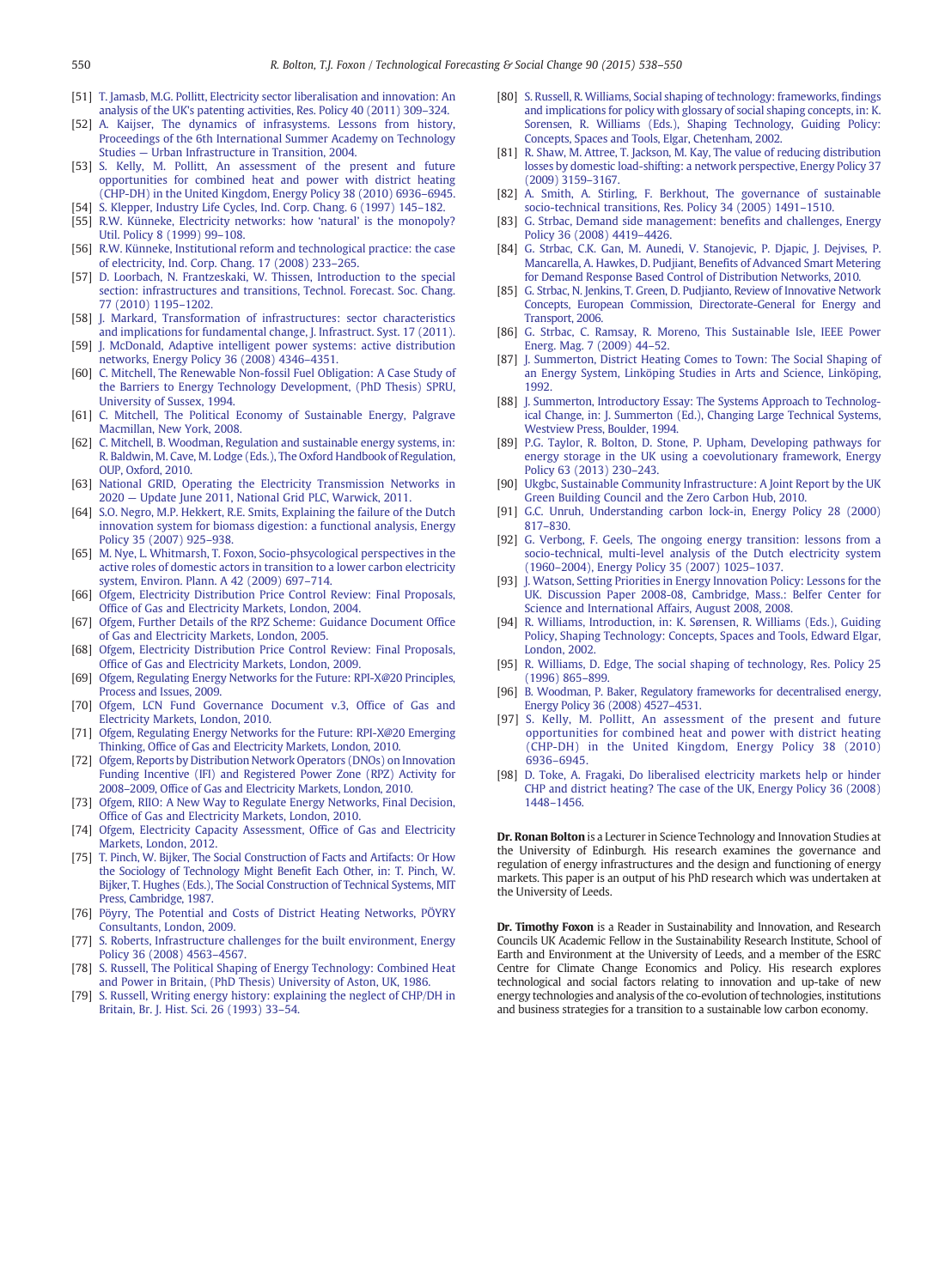[51] T. Jamasb, M.G. Pollitt, Electricity sector liberalisation and innovation: An analysis of the UK's patenting activities, Res. Policy 40 (2011) 309–324.

[52] A. Kaijser, The dynamics of infrasystems. Lessons from history, Proceedings of the 6th International Summer Academy on Technology Studies — Urban Infrastructure in Transition, 2004.

[53] S. Kelly, M. Pollitt, An assessment of the present and future opportunities for combined heat and power with district heating (CHP-DH) in the United Kingdom, Energy Policy 38 (2010) 6936–6945.

[54] S. Klepper, Industry Life Cycles, Ind. Corp. Chang. 6 (1997) 145–182.

[55] R.W. Künneke, Electricity networks: how 'natural' is the monopoly? Util. Policy 8 (1999) 99–108.

[56] R.W. Künneke, Institutional reform and technological practice: the case of electricity, Ind. Corp. Chang. 17 (2008) 233–265.

[57] D. Loorbach, N. Frantzeskaki, W. Thissen, Introduction to the special section: infrastructures and transitions, Technol. Forecast. Soc. Chang. 77 (2010) 1195–1202.

[58] J. Markard, Transformation of infrastructures: sector characteristics and implications for fundamental change, J. Infrastruct. Syst. 17 (2011).

[59] J. McDonald, Adaptive intelligent power systems: active distribution networks, Energy Policy 36 (2008) 4346–4351.

[60] C. Mitchell, The Renewable Non-fossil Fuel Obligation: A Case Study of the Barriers to Energy Technology Development, (PhD Thesis) SPRU, University of Sussex, 1994.

[61] C. Mitchell, The Political Economy of Sustainable Energy, Palgrave Macmillan, New York, 2008.

[62] C. Mitchell, B. Woodman, Regulation and sustainable energy systems, in: R. Baldwin, M. Cave, M. Lodge (Eds.), The Oxford Handbook of Regulation, OUP, Oxford, 2010.

[63] National GRID, Operating the Electricity Transmission Networks in 2020 — Update June 2011, National Grid PLC, Warwick, 2011.

[64] S.O. Negro, M.P. Hekkert, R.E. Smits, Explaining the failure of the Dutch innovation system for biomass digestion: a functional analysis, Energy Policy 35 (2007) 925–938.

[65] M. Nye, L. Whitmarsh, T. Foxon, Socio-phsycological perspectives in the active roles of domestic actors in transition to a lower carbon electricity system, Environ. Plann. A 42 (2009) 697–714.

[66] Ofgem, Electricity Distribution Price Control Review: Final Proposals, Office of Gas and Electricity Markets, London, 2004.

[67] Ofgem, Further Details of the RPZ Scheme: Guidance Document Office of Gas and Electricity Markets, London, 2005.

[68] Ofgem, Electricity Distribution Price Control Review: Final Proposals, Office of Gas and Electricity Markets, London, 2009.

[69] Ofgem, Regulating Energy Networks for the Future: RPI-X@20 Principles, Process and Issues, 2009.

[70] Ofgem, LCN Fund Governance Document v.3, Office of Gas and Electricity Markets, London, 2010.

[71] Ofgem, Regulating Energy Networks for the Future: RPI-X@20 Emerging Thinking, Office of Gas and Electricity Markets, London, 2010.

[72] Ofgem, Reports by Distribution Network Operators (DNOs) on Innovation Funding Incentive (IFI) and Registered Power Zone (RPZ) Activity for 2008–2009, Office of Gas and Electricity Markets, London, 2010.

[73] Ofgem, RIIO: A New Way to Regulate Energy Networks, Final Decision, Office of Gas and Electricity Markets, London, 2010.

[74] Ofgem, Electricity Capacity Assessment, Office of Gas and Electricity Markets, London, 2012.

[75] T. Pinch, W. Bijker, The Social Construction of Facts and Artifacts: Or How the Sociology of Technology Might Benefit Each Other, in: T. Pinch, W. Bijker, T. Hughes (Eds.), The Social Construction of Technical Systems, MIT Press, Cambridge, 1987.

[76] Pöyry, The Potential and Costs of District Heating Networks, PÖYRY Consultants, London, 2009.

[77] S. Roberts, Infrastructure challenges for the built environment, Energy Policy 36 (2008) 4563–4567.

[78] S. Russell, The Political Shaping of Energy Technology: Combined Heat and Power in Britain, (PhD Thesis) University of Aston, UK, 1986.

[79] S. Russell, Writing energy history: explaining the neglect of CHP/DH in Britain, Br. J. Hist. Sci. 26 (1993) 33–54.

[80] S. Russell, R. Williams, Social shaping of technology: frameworks, findings and implications for policy with glossary of social shaping concepts, in: K. Sorensen, R. Williams (Eds.), Shaping Technology, Guiding Policy: Concepts, Spaces and Tools, Elgar, Chetenham, 2002.

[81] R. Shaw, M. Attree, T. Jackson, M. Kay, The value of reducing distribution losses by domestic load-shifting: a network perspective, Energy Policy 37 (2009) 3159–3167.

[82] A. Smith, A. Stirling, F. Berkhout, The governance of sustainable socio-technical transitions, Res. Policy 34 (2005) 1491–1510.

[83] G. Strbac, Demand side management: benefits and challenges, Energy Policy 36 (2008) 4419–4426.

[84] G. Strbac, C.K. Gan, M. Aunedi, V. Stanojevic, P. Djapic, J. Dejvises, P. Mancarella, A. Hawkes, D. Pudjiant, Benefits of Advanced Smart Metering for Demand Response Based Control of Distribution Networks, 2010.

[85] G. Strbac, N. Jenkins, T. Green, D. Pudjianto, Review of Innovative Network Concepts, European Commission, Directorate-General for Energy and Transport, 2006.

[86] G. Strbac, C. Ramsay, R. Moreno, This Sustainable Isle, IEEE Power Energ. Mag. 7 (2009) 44–52.

[87] J. Summerton, District Heating Comes to Town: The Social Shaping of an Energy System, Linköping Studies in Arts and Science, Linköping, 1992.

[88] J. Summerton, Introductory Essay: The Systems Approach to Technological Change, in: J. Summerton (Ed.), Changing Large Technical Systems, Westview Press, Boulder, 1994.

[89] P.G. Taylor, R. Bolton, D. Stone, P. Upham, Developing pathways for energy storage in the UK using a coevolutionary framework, Energy Policy 63 (2013) 230–243.

[90] Ukgbc, Sustainable Community Infrastructure: A Joint Report by the UK Green Building Council and the Zero Carbon Hub, 2010.

[91] G.C. Unruh, Understanding carbon lock-in, Energy Policy 28 (2000) 817–830.

[92] G. Verbong, F. Geels, The ongoing energy transition: lessons from a socio-technical, multi-level analysis of the Dutch electricity system (1960–2004), Energy Policy 35 (2007) 1025–1037.

[93] J. Watson, Setting Priorities in Energy Innovation Policy: Lessons for the UK. Discussion Paper 2008-08, Cambridge, Mass.: Belfer Center for Science and International Affairs, August 2008, 2008.

[94] R. Williams, Introduction, in: K. Sørensen, R. Williams (Eds.), Guiding Policy, Shaping Technology: Concepts, Spaces and Tools, Edward Elgar, London, 2002.

[95] R. Williams, D. Edge, The social shaping of technology, Res. Policy 25 (1996) 865–899.

[96] B. Woodman, P. Baker, Regulatory frameworks for decentralised energy, Energy Policy 36 (2008) 4527–4531.

[97] S. Kelly, M. Pollitt, An assessment of the present and future opportunities for combined heat and power with district heating (CHP-DH) in the United Kingdom, Energy Policy 38 (2010) 6936–6945.

[98] D. Toke, A. Fragaki, Do liberalised electricity markets help or hinder CHP and district heating? The case of the UK, Energy Policy 36 (2008) 1448–1456.

**Dr. Ronan Bolton** is a Lecturer in Science Technology and Innovation Studies at the University of Edinburgh. His research examines the governance and regulation of energy infrastructures and the design and functioning of energy markets. This paper is an output of his PhD research which was undertaken at the University of Leeds.

**Dr. Timothy Foxon** is a Reader in Sustainability and Innovation, and Research Councils UK Academic Fellow in the Sustainability Research Institute, School of Earth and Environment at the University of Leeds, and a member of the ESRC Centre for Climate Change Economics and Policy. His research explores technological and social factors relating to innovation and up-take of new energy technologies and analysis of the co-evolution of technologies, institutions and business strategies for a transition to a sustainable low carbon economy.